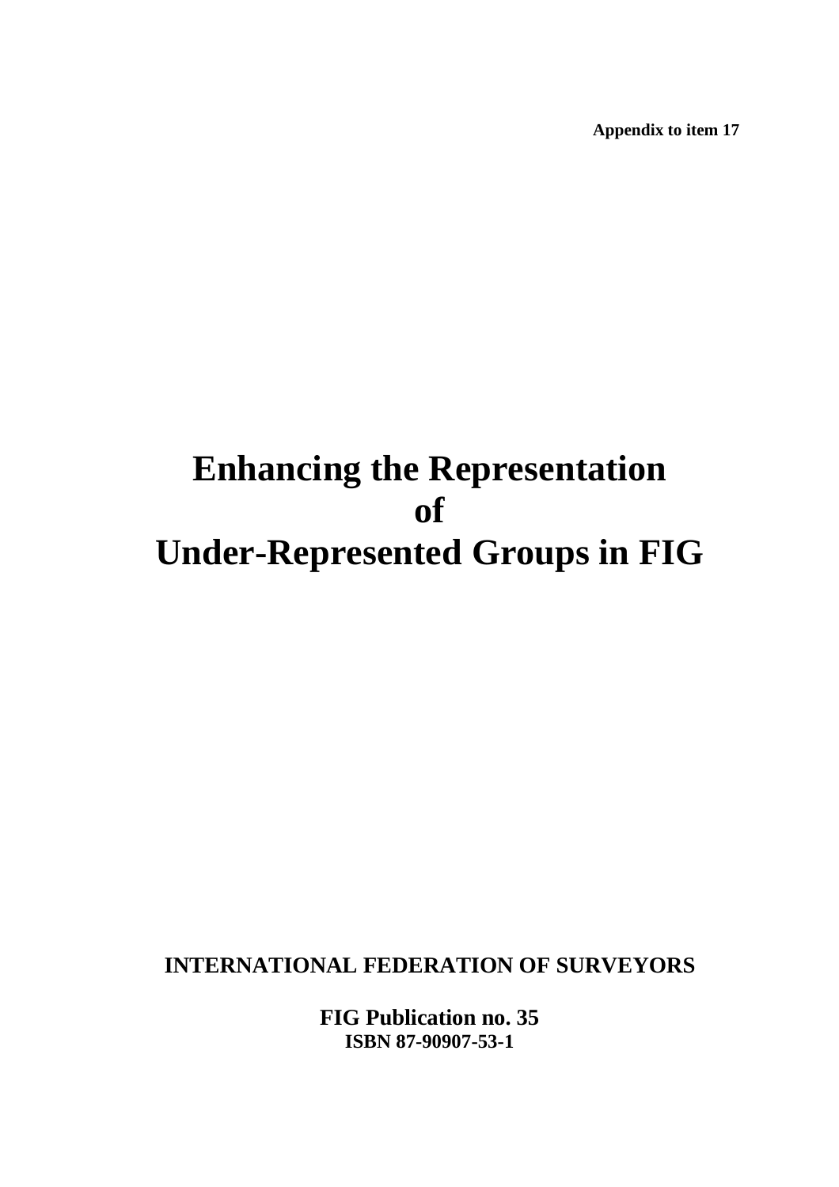**Appendix to item 17**

# Enhancing the Representation of Under-Represented Groups in FIG

**INTERNATIONAL FEDERATION OF SURVEYORS**

**FIG Publication no. 35**
**ISBN 87-90907-53-1**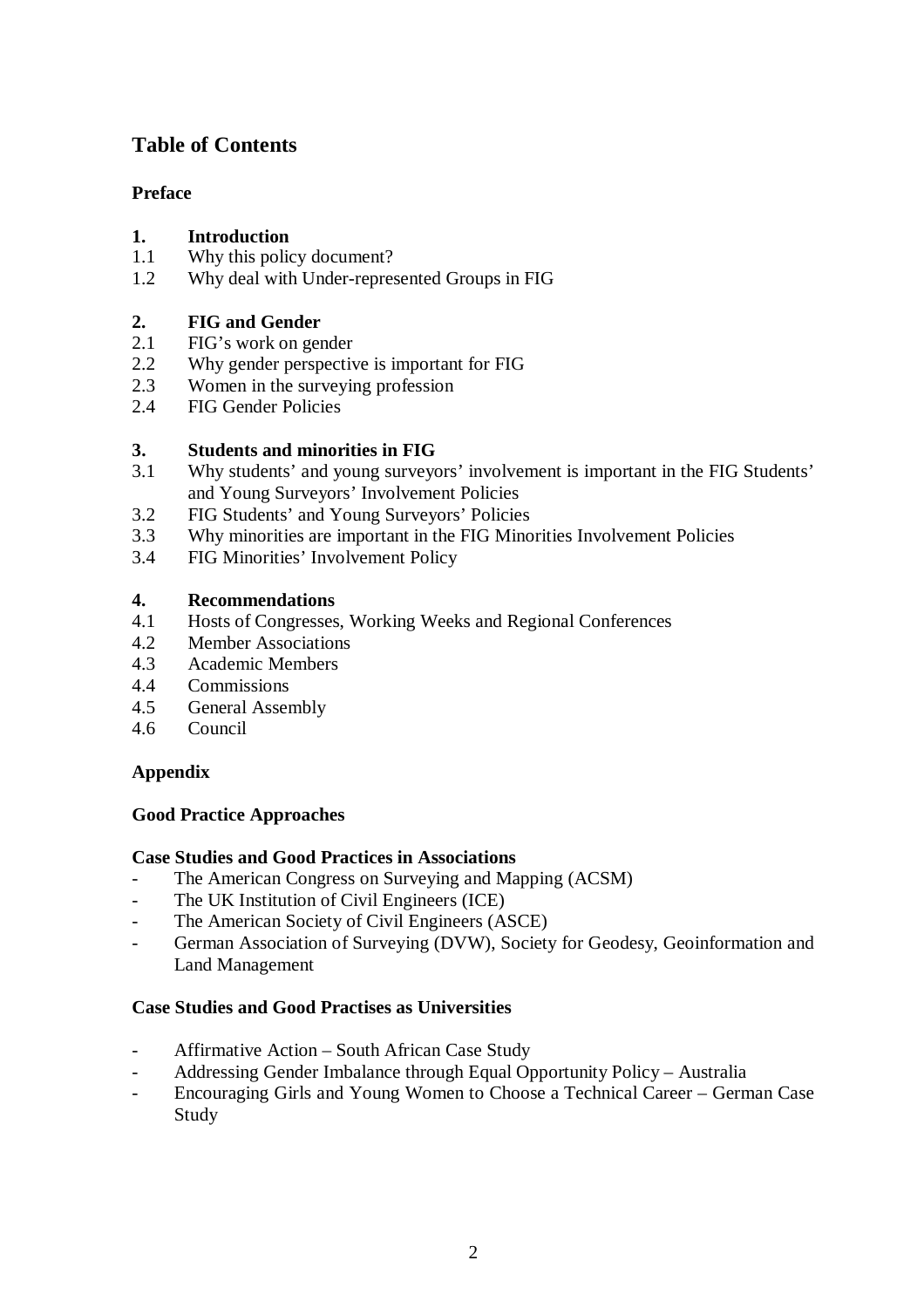## Table of Contents

**Preface**

**1. Introduction**
1.1 Why this policy document?
1.2 Why deal with Under-represented Groups in FIG

**2. FIG and Gender**
2.1 FIG's work on gender
2.2 Why gender perspective is important for FIG
2.3 Women in the surveying profession
2.4 FIG Gender Policies

**3. Students and minorities in FIG**
3.1 Why students' and young surveyors' involvement is important in the FIG Students' and Young Surveyors' Involvement Policies
3.2 FIG Students' and Young Surveyors' Policies
3.3 Why minorities are important in the FIG Minorities Involvement Policies
3.4 FIG Minorities' Involvement Policy

**4. Recommendations**
4.1 Hosts of Congresses, Working Weeks and Regional Conferences
4.2 Member Associations
4.3 Academic Members
4.4 Commissions
4.5 General Assembly
4.6 Council

**Appendix**

**Good Practice Approaches**

**Case Studies and Good Practices in Associations**
- The American Congress on Surveying and Mapping (ACSM)
- The UK Institution of Civil Engineers (ICE)
- The American Society of Civil Engineers (ASCE)
- German Association of Surveying (DVW), Society for Geodesy, Geoinformation and Land Management

**Case Studies and Good Practises as Universities**

- Affirmative Action – South African Case Study
- Addressing Gender Imbalance through Equal Opportunity Policy – Australia
- Encouraging Girls and Young Women to Choose a Technical Career – German Case Study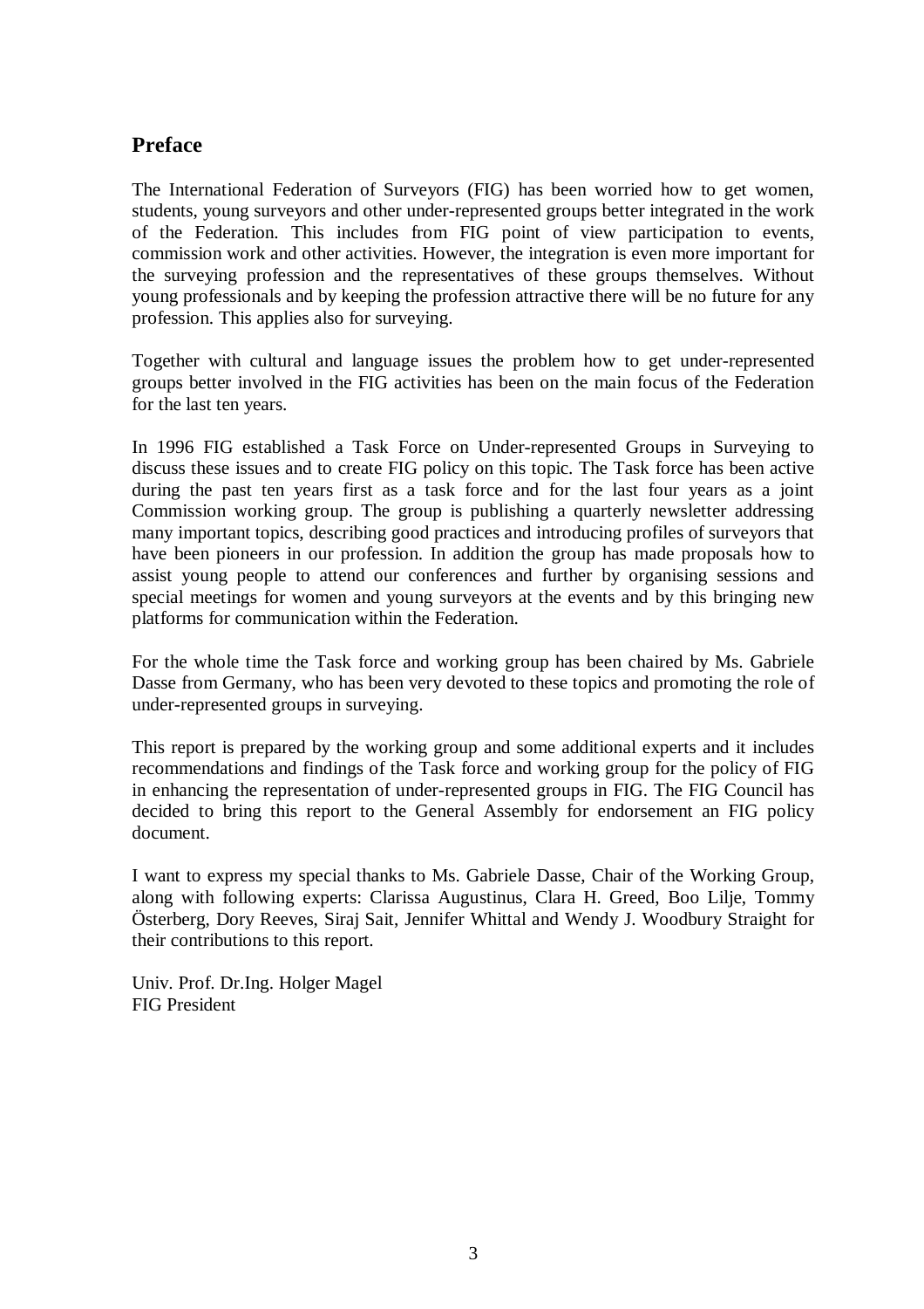## Preface

The International Federation of Surveyors (FIG) has been worried how to get women, students, young surveyors and other under-represented groups better integrated in the work of the Federation. This includes from FIG point of view participation to events, commission work and other activities. However, the integration is even more important for the surveying profession and the representatives of these groups themselves. Without young professionals and by keeping the profession attractive there will be no future for any profession. This applies also for surveying.

Together with cultural and language issues the problem how to get under-represented groups better involved in the FIG activities has been on the main focus of the Federation for the last ten years.

In 1996 FIG established a Task Force on Under-represented Groups in Surveying to discuss these issues and to create FIG policy on this topic. The Task force has been active during the past ten years first as a task force and for the last four years as a joint Commission working group. The group is publishing a quarterly newsletter addressing many important topics, describing good practices and introducing profiles of surveyors that have been pioneers in our profession. In addition the group has made proposals how to assist young people to attend our conferences and further by organising sessions and special meetings for women and young surveyors at the events and by this bringing new platforms for communication within the Federation.

For the whole time the Task force and working group has been chaired by Ms. Gabriele Dasse from Germany, who has been very devoted to these topics and promoting the role of under-represented groups in surveying.

This report is prepared by the working group and some additional experts and it includes recommendations and findings of the Task force and working group for the policy of FIG in enhancing the representation of under-represented groups in FIG. The FIG Council has decided to bring this report to the General Assembly for endorsement an FIG policy document.

I want to express my special thanks to Ms. Gabriele Dasse, Chair of the Working Group, along with following experts: Clarissa Augustinus, Clara H. Greed, Boo Lilje, Tommy Österberg, Dory Reeves, Siraj Sait, Jennifer Whittal and Wendy J. Woodbury Straight for their contributions to this report.

Univ. Prof. Dr.Ing. Holger Magel  
FIG President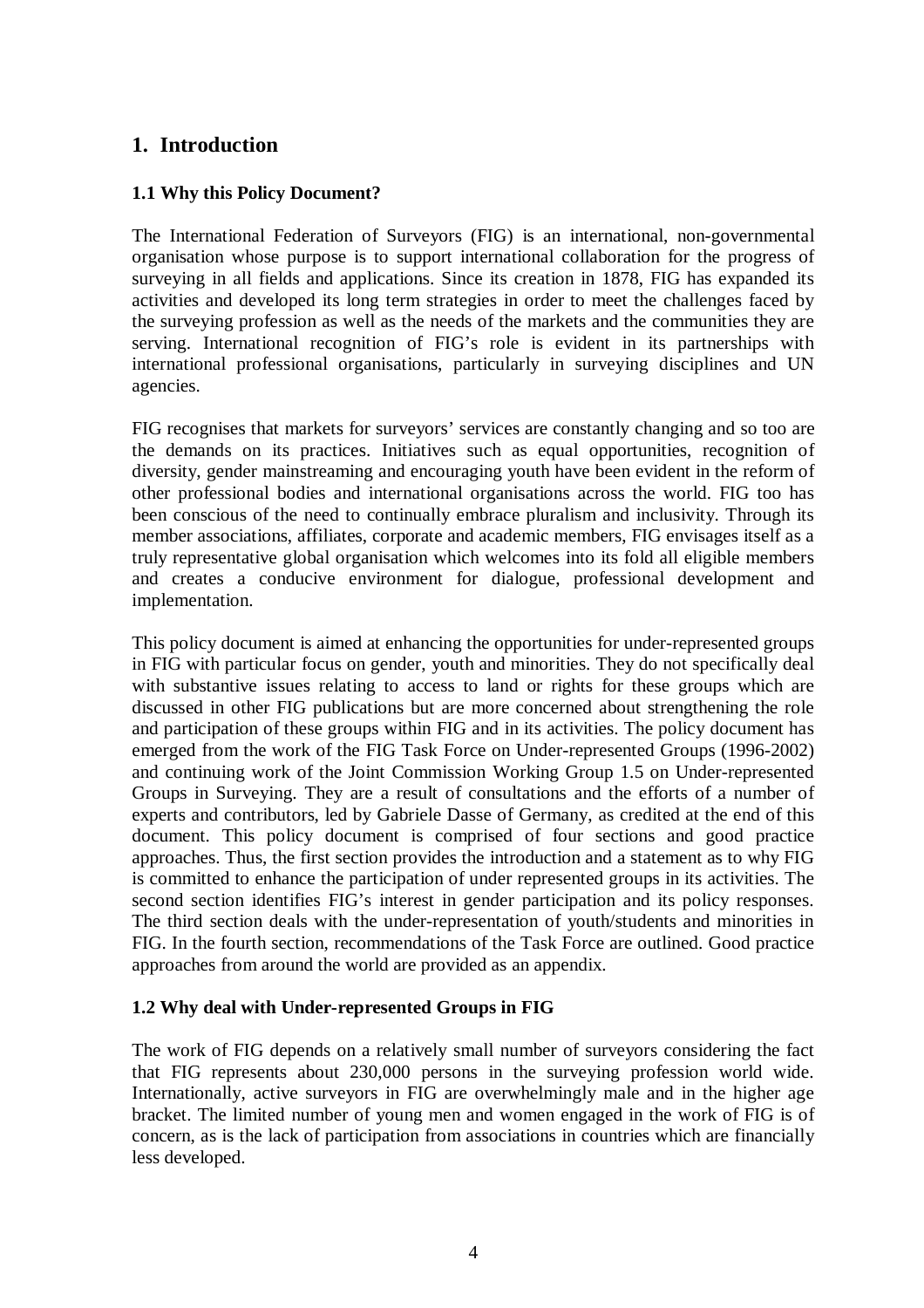# 1. Introduction

## 1.1 Why this Policy Document?

The International Federation of Surveyors (FIG) is an international, non-governmental organisation whose purpose is to support international collaboration for the progress of surveying in all fields and applications. Since its creation in 1878, FIG has expanded its activities and developed its long term strategies in order to meet the challenges faced by the surveying profession as well as the needs of the markets and the communities they are serving. International recognition of FIG's role is evident in its partnerships with international professional organisations, particularly in surveying disciplines and UN agencies.

FIG recognises that markets for surveyors' services are constantly changing and so too are the demands on its practices. Initiatives such as equal opportunities, recognition of diversity, gender mainstreaming and encouraging youth have been evident in the reform of other professional bodies and international organisations across the world. FIG too has been conscious of the need to continually embrace pluralism and inclusivity. Through its member associations, affiliates, corporate and academic members, FIG envisages itself as a truly representative global organisation which welcomes into its fold all eligible members and creates a conducive environment for dialogue, professional development and implementation.

This policy document is aimed at enhancing the opportunities for under-represented groups in FIG with particular focus on gender, youth and minorities. They do not specifically deal with substantive issues relating to access to land or rights for these groups which are discussed in other FIG publications but are more concerned about strengthening the role and participation of these groups within FIG and in its activities. The policy document has emerged from the work of the FIG Task Force on Under-represented Groups (1996-2002) and continuing work of the Joint Commission Working Group 1.5 on Under-represented Groups in Surveying. They are a result of consultations and the efforts of a number of experts and contributors, led by Gabriele Dasse of Germany, as credited at the end of this document. This policy document is comprised of four sections and good practice approaches. Thus, the first section provides the introduction and a statement as to why FIG is committed to enhance the participation of under represented groups in its activities. The second section identifies FIG's interest in gender participation and its policy responses. The third section deals with the under-representation of youth/students and minorities in FIG. In the fourth section, recommendations of the Task Force are outlined. Good practice approaches from around the world are provided as an appendix.

## 1.2 Why deal with Under-represented Groups in FIG

The work of FIG depends on a relatively small number of surveyors considering the fact that FIG represents about 230,000 persons in the surveying profession world wide. Internationally, active surveyors in FIG are overwhelmingly male and in the higher age bracket. The limited number of young men and women engaged in the work of FIG is of concern, as is the lack of participation from associations in countries which are financially less developed.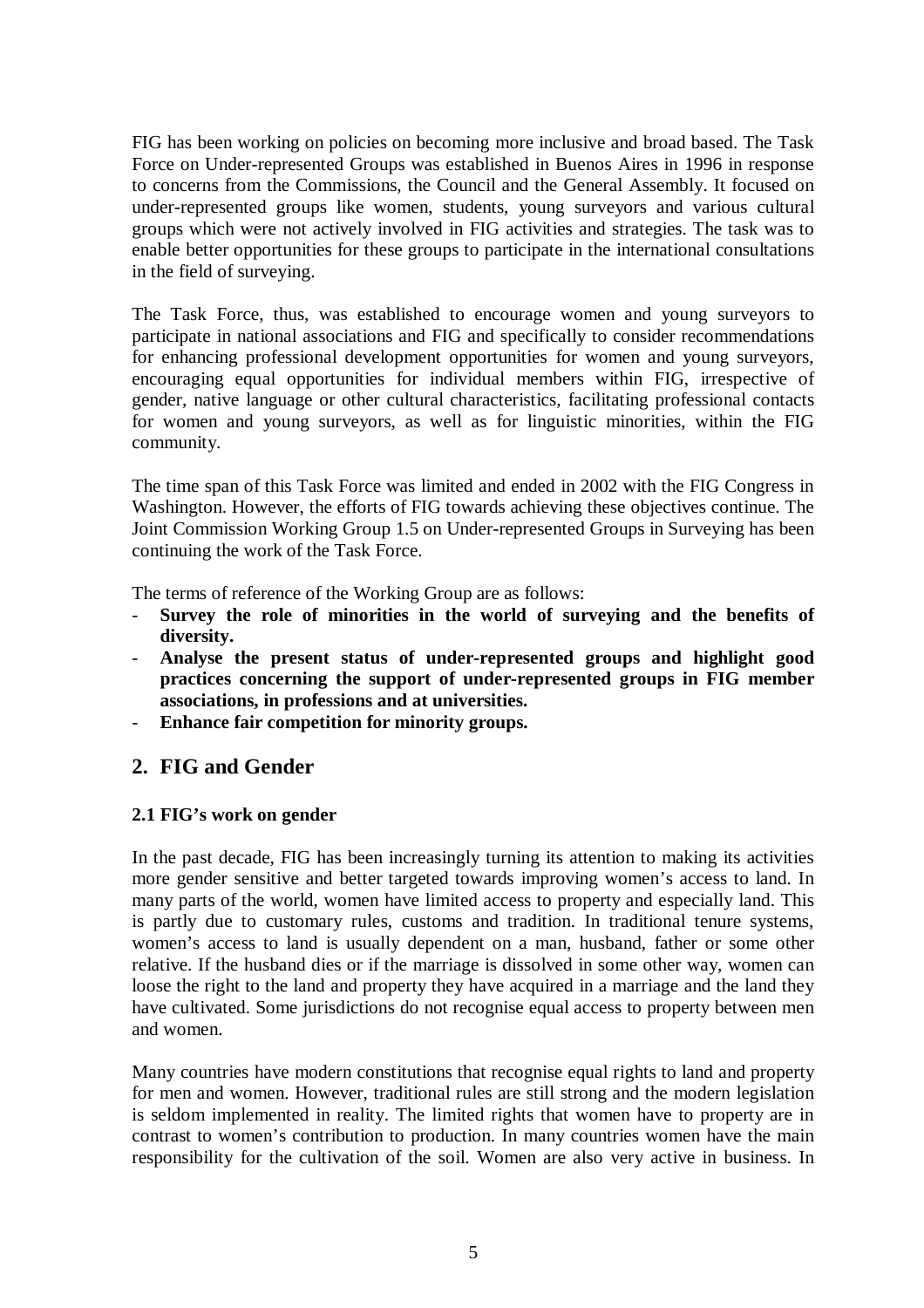FIG has been working on policies on becoming more inclusive and broad based. The Task Force on Under-represented Groups was established in Buenos Aires in 1996 in response to concerns from the Commissions, the Council and the General Assembly. It focused on under-represented groups like women, students, young surveyors and various cultural groups which were not actively involved in FIG activities and strategies. The task was to enable better opportunities for these groups to participate in the international consultations in the field of surveying.

The Task Force, thus, was established to encourage women and young surveyors to participate in national associations and FIG and specifically to consider recommendations for enhancing professional development opportunities for women and young surveyors, encouraging equal opportunities for individual members within FIG, irrespective of gender, native language or other cultural characteristics, facilitating professional contacts for women and young surveyors, as well as for linguistic minorities, within the FIG community.

The time span of this Task Force was limited and ended in 2002 with the FIG Congress in Washington. However, the efforts of FIG towards achieving these objectives continue. The Joint Commission Working Group 1.5 on Under-represented Groups in Surveying has been continuing the work of the Task Force.

The terms of reference of the Working Group are as follows:

- **Survey the role of minorities in the world of surveying and the benefits of diversity.**
- **Analyse the present status of under-represented groups and highlight good practices concerning the support of under-represented groups in FIG member associations, in professions and at universities.**
- **Enhance fair competition for minority groups.**

## 2. FIG and Gender

### 2.1 FIG's work on gender

In the past decade, FIG has been increasingly turning its attention to making its activities more gender sensitive and better targeted towards improving women's access to land. In many parts of the world, women have limited access to property and especially land. This is partly due to customary rules, customs and tradition. In traditional tenure systems, women's access to land is usually dependent on a man, husband, father or some other relative. If the husband dies or if the marriage is dissolved in some other way, women can loose the right to the land and property they have acquired in a marriage and the land they have cultivated. Some jurisdictions do not recognise equal access to property between men and women.

Many countries have modern constitutions that recognise equal rights to land and property for men and women. However, traditional rules are still strong and the modern legislation is seldom implemented in reality. The limited rights that women have to property are in contrast to women's contribution to production. In many countries women have the main responsibility for the cultivation of the soil. Women are also very active in business. In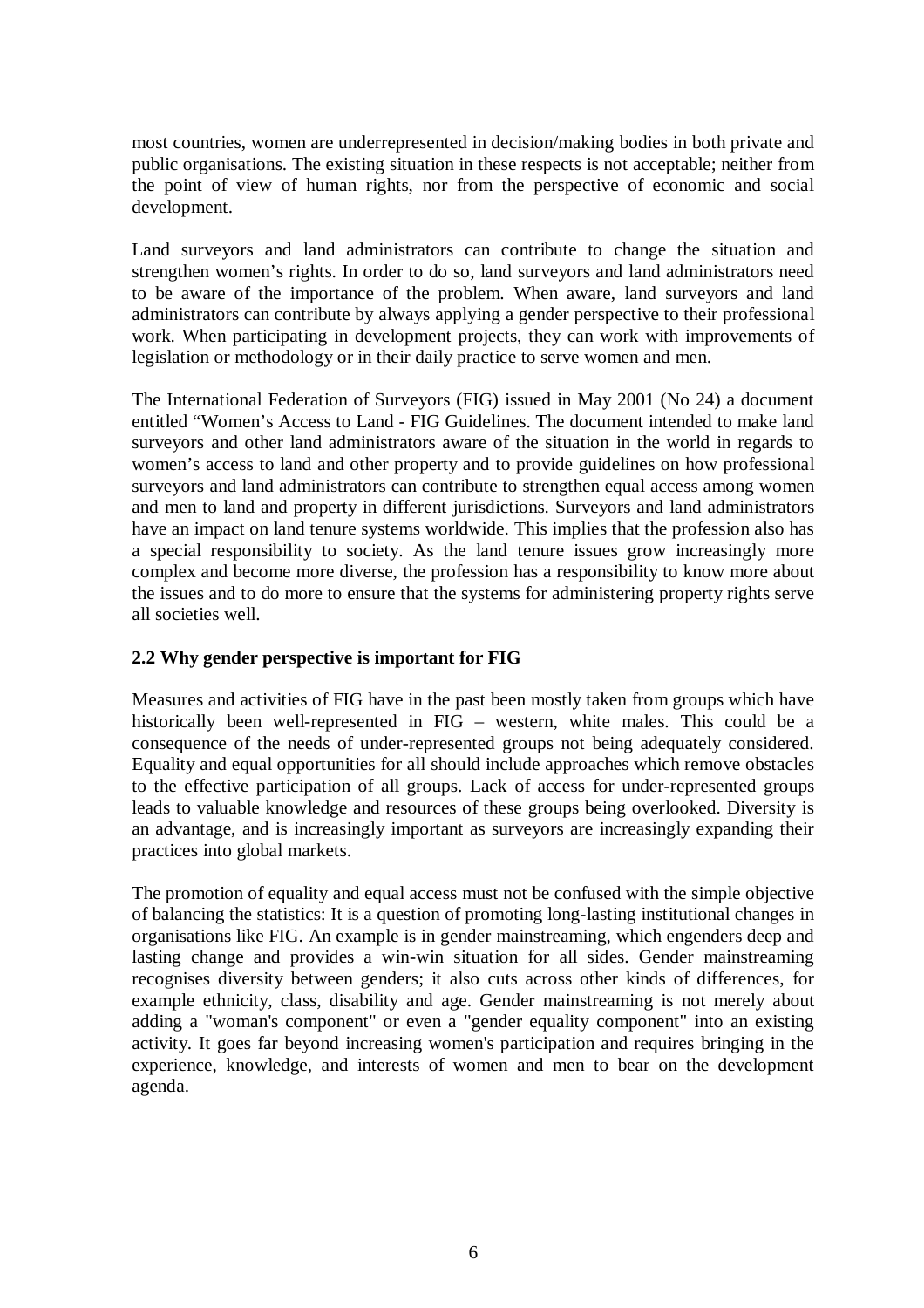most countries, women are underrepresented in decision/making bodies in both private and public organisations. The existing situation in these respects is not acceptable; neither from the point of view of human rights, nor from the perspective of economic and social development.

Land surveyors and land administrators can contribute to change the situation and strengthen women's rights. In order to do so, land surveyors and land administrators need to be aware of the importance of the problem. When aware, land surveyors and land administrators can contribute by always applying a gender perspective to their professional work. When participating in development projects, they can work with improvements of legislation or methodology or in their daily practice to serve women and men.

The International Federation of Surveyors (FIG) issued in May 2001 (No 24) a document entitled "Women's Access to Land - FIG Guidelines. The document intended to make land surveyors and other land administrators aware of the situation in the world in regards to women's access to land and other property and to provide guidelines on how professional surveyors and land administrators can contribute to strengthen equal access among women and men to land and property in different jurisdictions. Surveyors and land administrators have an impact on land tenure systems worldwide. This implies that the profession also has a special responsibility to society. As the land tenure issues grow increasingly more complex and become more diverse, the profession has a responsibility to know more about the issues and to do more to ensure that the systems for administering property rights serve all societies well.

### 2.2 Why gender perspective is important for FIG

Measures and activities of FIG have in the past been mostly taken from groups which have historically been well-represented in FIG – western, white males. This could be a consequence of the needs of under-represented groups not being adequately considered. Equality and equal opportunities for all should include approaches which remove obstacles to the effective participation of all groups. Lack of access for under-represented groups leads to valuable knowledge and resources of these groups being overlooked. Diversity is an advantage, and is increasingly important as surveyors are increasingly expanding their practices into global markets.

The promotion of equality and equal access must not be confused with the simple objective of balancing the statistics: It is a question of promoting long-lasting institutional changes in organisations like FIG. An example is in gender mainstreaming, which engenders deep and lasting change and provides a win-win situation for all sides. Gender mainstreaming recognises diversity between genders; it also cuts across other kinds of differences, for example ethnicity, class, disability and age. Gender mainstreaming is not merely about adding a "woman's component" or even a "gender equality component" into an existing activity. It goes far beyond increasing women's participation and requires bringing in the experience, knowledge, and interests of women and men to bear on the development agenda.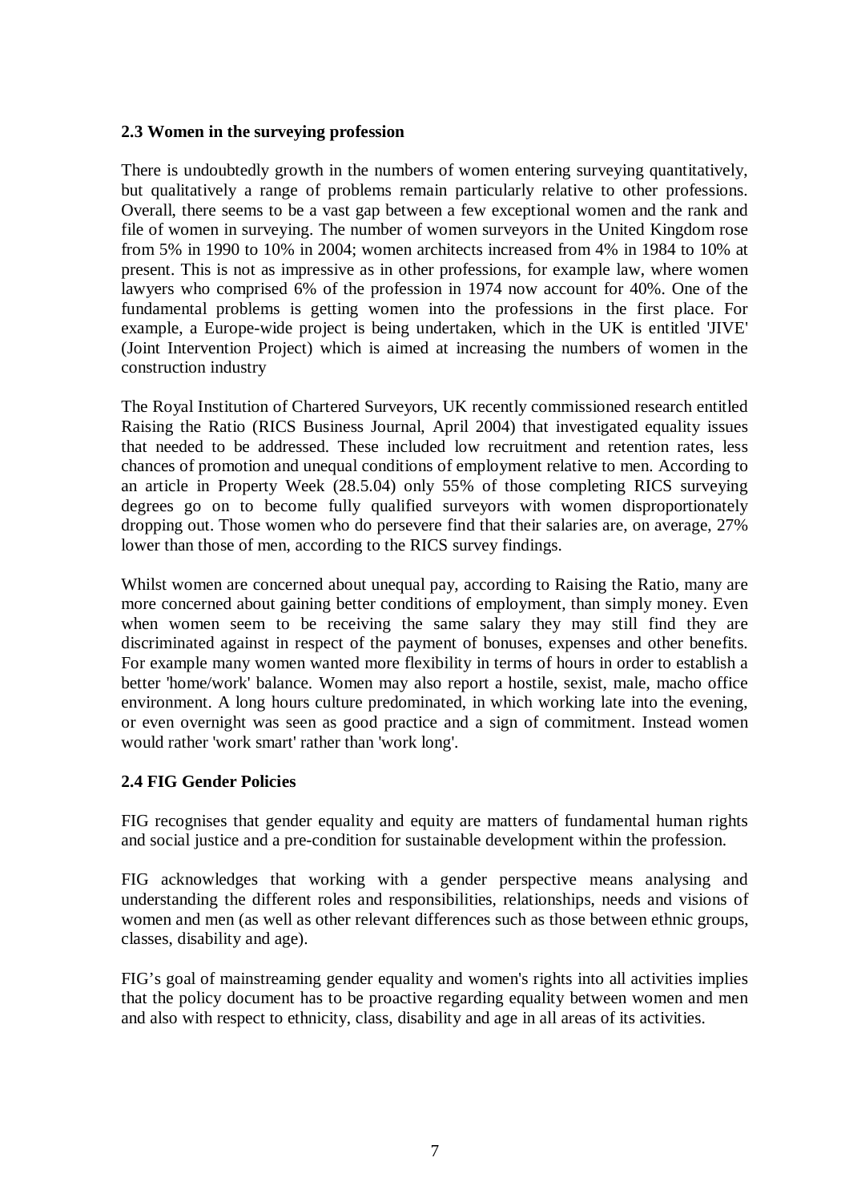### 2.3 Women in the surveying profession

There is undoubtedly growth in the numbers of women entering surveying quantitatively, but qualitatively a range of problems remain particularly relative to other professions. Overall, there seems to be a vast gap between a few exceptional women and the rank and file of women in surveying. The number of women surveyors in the United Kingdom rose from 5% in 1990 to 10% in 2004; women architects increased from 4% in 1984 to 10% at present. This is not as impressive as in other professions, for example law, where women lawyers who comprised 6% of the profession in 1974 now account for 40%. One of the fundamental problems is getting women into the professions in the first place. For example, a Europe-wide project is being undertaken, which in the UK is entitled 'JIVE' (Joint Intervention Project) which is aimed at increasing the numbers of women in the construction industry

The Royal Institution of Chartered Surveyors, UK recently commissioned research entitled Raising the Ratio (RICS Business Journal, April 2004) that investigated equality issues that needed to be addressed. These included low recruitment and retention rates, less chances of promotion and unequal conditions of employment relative to men. According to an article in Property Week (28.5.04) only 55% of those completing RICS surveying degrees go on to become fully qualified surveyors with women disproportionately dropping out. Those women who do persevere find that their salaries are, on average, 27% lower than those of men, according to the RICS survey findings.

Whilst women are concerned about unequal pay, according to Raising the Ratio, many are more concerned about gaining better conditions of employment, than simply money. Even when women seem to be receiving the same salary they may still find they are discriminated against in respect of the payment of bonuses, expenses and other benefits. For example many women wanted more flexibility in terms of hours in order to establish a better 'home/work' balance. Women may also report a hostile, sexist, male, macho office environment. A long hours culture predominated, in which working late into the evening, or even overnight was seen as good practice and a sign of commitment. Instead women would rather 'work smart' rather than 'work long'.

### 2.4 FIG Gender Policies

FIG recognises that gender equality and equity are matters of fundamental human rights and social justice and a pre-condition for sustainable development within the profession.

FIG acknowledges that working with a gender perspective means analysing and understanding the different roles and responsibilities, relationships, needs and visions of women and men (as well as other relevant differences such as those between ethnic groups, classes, disability and age).

FIG's goal of mainstreaming gender equality and women's rights into all activities implies that the policy document has to be proactive regarding equality between women and men and also with respect to ethnicity, class, disability and age in all areas of its activities.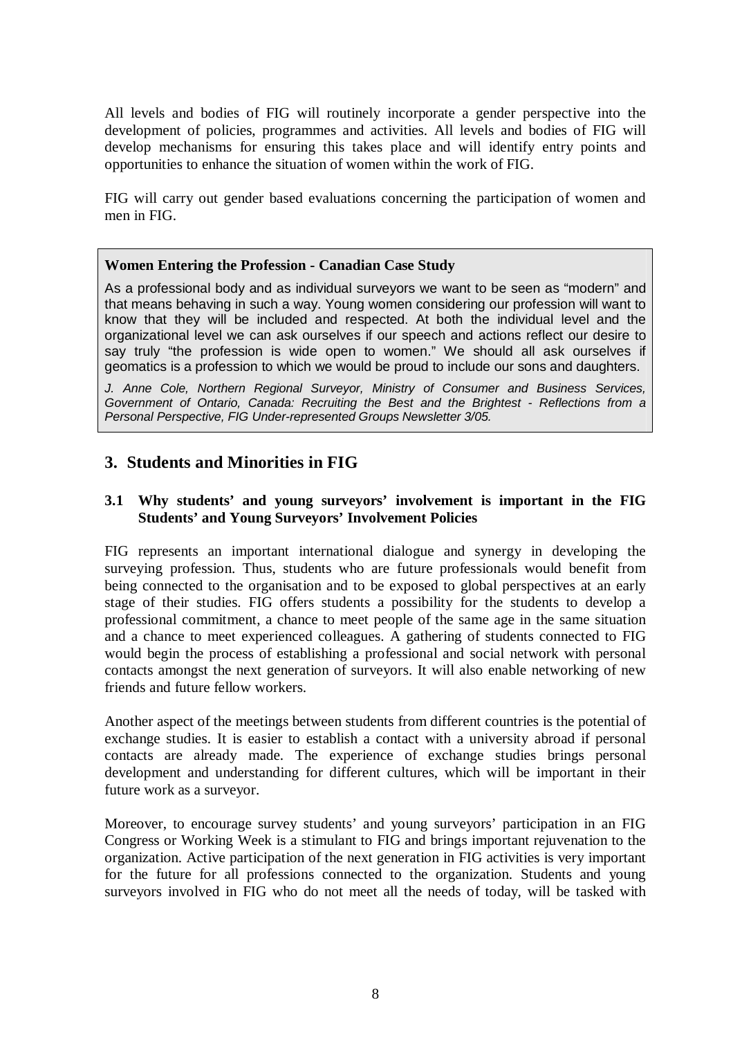All levels and bodies of FIG will routinely incorporate a gender perspective into the development of policies, programmes and activities. All levels and bodies of FIG will develop mechanisms for ensuring this takes place and will identify entry points and opportunities to enhance the situation of women within the work of FIG.

FIG will carry out gender based evaluations concerning the participation of women and men in FIG.

> **Women Entering the Profession - Canadian Case Study**
>
> As a professional body and as individual surveyors we want to be seen as "modern" and that means behaving in such a way. Young women considering our profession will want to know that they will be included and respected. At both the individual level and the organizational level we can ask ourselves if our speech and actions reflect our desire to say truly "the profession is wide open to women." We should all ask ourselves if geomatics is a profession to which we would be proud to include our sons and daughters.
>
> *J. Anne Cole, Northern Regional Surveyor, Ministry of Consumer and Business Services, Government of Ontario, Canada: Recruiting the Best and the Brightest - Reflections from a Personal Perspective, FIG Under-represented Groups Newsletter 3/05.*

## 3. Students and Minorities in FIG

### 3.1 Why students' and young surveyors' involvement is important in the FIG Students' and Young Surveyors' Involvement Policies

FIG represents an important international dialogue and synergy in developing the surveying profession. Thus, students who are future professionals would benefit from being connected to the organisation and to be exposed to global perspectives at an early stage of their studies. FIG offers students a possibility for the students to develop a professional commitment, a chance to meet people of the same age in the same situation and a chance to meet experienced colleagues. A gathering of students connected to FIG would begin the process of establishing a professional and social network with personal contacts amongst the next generation of surveyors. It will also enable networking of new friends and future fellow workers.

Another aspect of the meetings between students from different countries is the potential of exchange studies. It is easier to establish a contact with a university abroad if personal contacts are already made. The experience of exchange studies brings personal development and understanding for different cultures, which will be important in their future work as a surveyor.

Moreover, to encourage survey students' and young surveyors' participation in an FIG Congress or Working Week is a stimulant to FIG and brings important rejuvenation to the organization. Active participation of the next generation in FIG activities is very important for the future for all professions connected to the organization. Students and young surveyors involved in FIG who do not meet all the needs of today, will be tasked with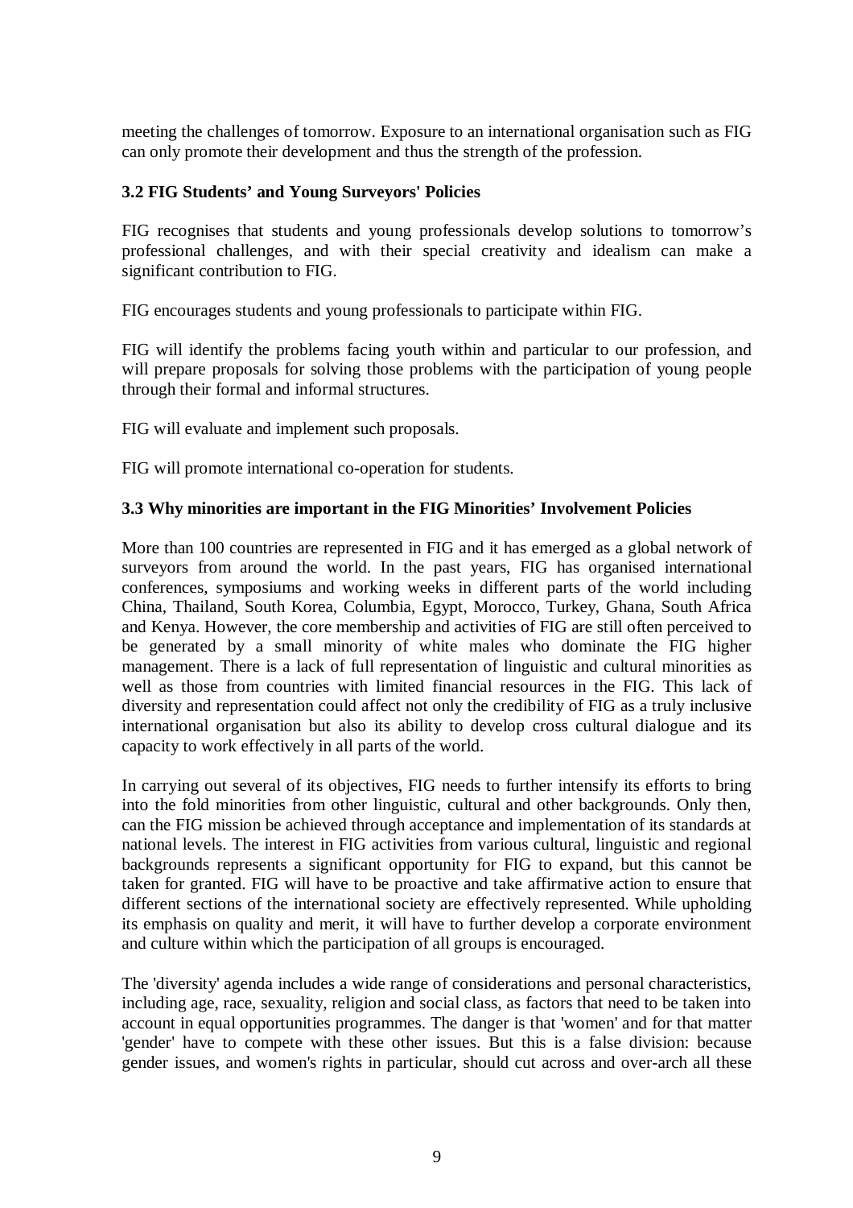meeting the challenges of tomorrow. Exposure to an international organisation such as FIG can only promote their development and thus the strength of the profession.

### 3.2 FIG Students' and Young Surveyors' Policies

FIG recognises that students and young professionals develop solutions to tomorrow's professional challenges, and with their special creativity and idealism can make a significant contribution to FIG.

FIG encourages students and young professionals to participate within FIG.

FIG will identify the problems facing youth within and particular to our profession, and will prepare proposals for solving those problems with the participation of young people through their formal and informal structures.

FIG will evaluate and implement such proposals.

FIG will promote international co-operation for students.

### 3.3 Why minorities are important in the FIG Minorities' Involvement Policies

More than 100 countries are represented in FIG and it has emerged as a global network of surveyors from around the world. In the past years, FIG has organised international conferences, symposiums and working weeks in different parts of the world including China, Thailand, South Korea, Columbia, Egypt, Morocco, Turkey, Ghana, South Africa and Kenya. However, the core membership and activities of FIG are still often perceived to be generated by a small minority of white males who dominate the FIG higher management. There is a lack of full representation of linguistic and cultural minorities as well as those from countries with limited financial resources in the FIG. This lack of diversity and representation could affect not only the credibility of FIG as a truly inclusive international organisation but also its ability to develop cross cultural dialogue and its capacity to work effectively in all parts of the world.

In carrying out several of its objectives, FIG needs to further intensify its efforts to bring into the fold minorities from other linguistic, cultural and other backgrounds. Only then, can the FIG mission be achieved through acceptance and implementation of its standards at national levels. The interest in FIG activities from various cultural, linguistic and regional backgrounds represents a significant opportunity for FIG to expand, but this cannot be taken for granted. FIG will have to be proactive and take affirmative action to ensure that different sections of the international society are effectively represented. While upholding its emphasis on quality and merit, it will have to further develop a corporate environment and culture within which the participation of all groups is encouraged.

The 'diversity' agenda includes a wide range of considerations and personal characteristics, including age, race, sexuality, religion and social class, as factors that need to be taken into account in equal opportunities programmes. The danger is that 'women' and for that matter 'gender' have to compete with these other issues. But this is a false division: because gender issues, and women's rights in particular, should cut across and over-arch all these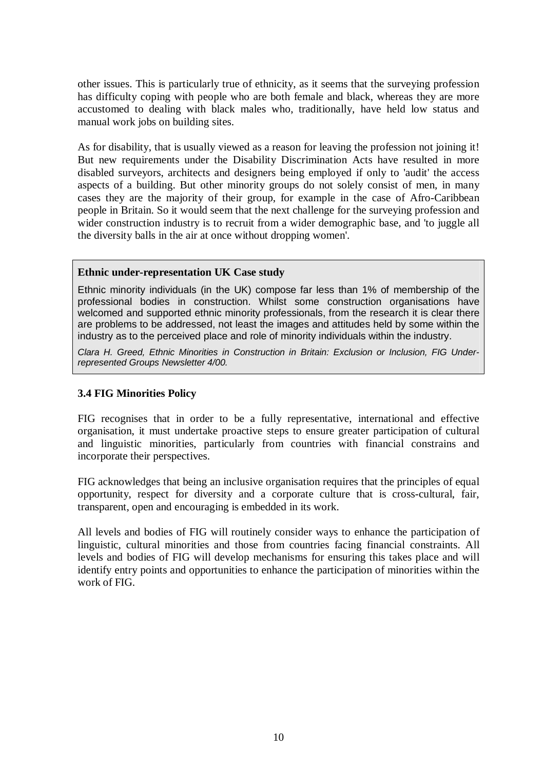other issues. This is particularly true of ethnicity, as it seems that the surveying profession has difficulty coping with people who are both female and black, whereas they are more accustomed to dealing with black males who, traditionally, have held low status and manual work jobs on building sites.

As for disability, that is usually viewed as a reason for leaving the profession not joining it! But new requirements under the Disability Discrimination Acts have resulted in more disabled surveyors, architects and designers being employed if only to 'audit' the access aspects of a building. But other minority groups do not solely consist of men, in many cases they are the majority of their group, for example in the case of Afro-Caribbean people in Britain. So it would seem that the next challenge for the surveying profession and wider construction industry is to recruit from a wider demographic base, and 'to juggle all the diversity balls in the air at once without dropping women'.

> **Ethnic under-representation UK Case study**
>
> Ethnic minority individuals (in the UK) compose far less than 1% of membership of the professional bodies in construction. Whilst some construction organisations have welcomed and supported ethnic minority professionals, from the research it is clear there are problems to be addressed, not least the images and attitudes held by some within the industry as to the perceived place and role of minority individuals within the industry.
>
> *Clara H. Greed, Ethnic Minorities in Construction in Britain: Exclusion or Inclusion, FIG Under-represented Groups Newsletter 4/00.*

### 3.4 FIG Minorities Policy

FIG recognises that in order to be a fully representative, international and effective organisation, it must undertake proactive steps to ensure greater participation of cultural and linguistic minorities, particularly from countries with financial constrains and incorporate their perspectives.

FIG acknowledges that being an inclusive organisation requires that the principles of equal opportunity, respect for diversity and a corporate culture that is cross-cultural, fair, transparent, open and encouraging is embedded in its work.

All levels and bodies of FIG will routinely consider ways to enhance the participation of linguistic, cultural minorities and those from countries facing financial constraints. All levels and bodies of FIG will develop mechanisms for ensuring this takes place and will identify entry points and opportunities to enhance the participation of minorities within the work of FIG.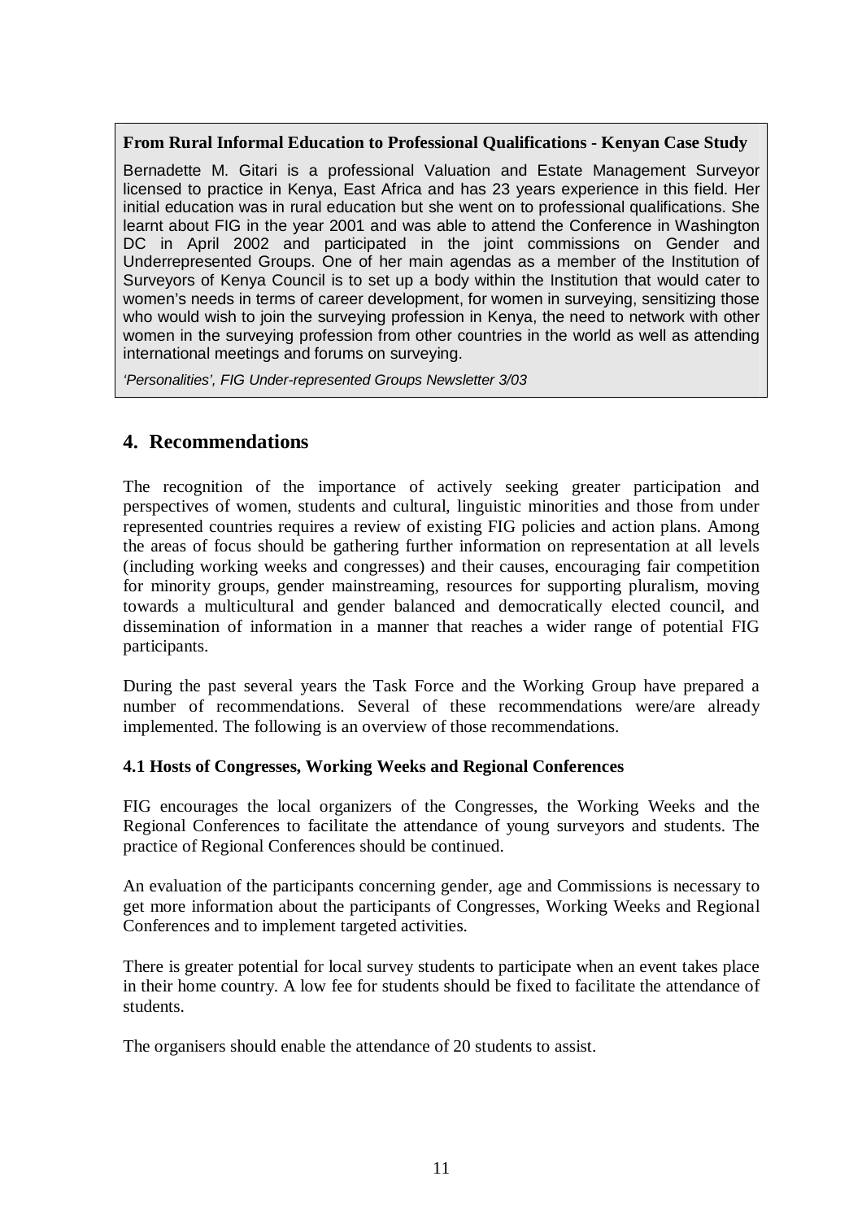> **From Rural Informal Education to Professional Qualifications - Kenyan Case Study**
>
> Bernadette M. Gitari is a professional Valuation and Estate Management Surveyor licensed to practice in Kenya, East Africa and has 23 years experience in this field. Her initial education was in rural education but she went on to professional qualifications. She learnt about FIG in the year 2001 and was able to attend the Conference in Washington DC in April 2002 and participated in the joint commissions on Gender and Underrepresented Groups. One of her main agendas as a member of the Institution of Surveyors of Kenya Council is to set up a body within the Institution that would cater to women's needs in terms of career development, for women in surveying, sensitizing those who would wish to join the surveying profession in Kenya, the need to network with other women in the surveying profession from other countries in the world as well as attending international meetings and forums on surveying.
>
> *'Personalities', FIG Under-represented Groups Newsletter 3/03*

## 4. Recommendations

The recognition of the importance of actively seeking greater participation and perspectives of women, students and cultural, linguistic minorities and those from under represented countries requires a review of existing FIG policies and action plans. Among the areas of focus should be gathering further information on representation at all levels (including working weeks and congresses) and their causes, encouraging fair competition for minority groups, gender mainstreaming, resources for supporting pluralism, moving towards a multicultural and gender balanced and democratically elected council, and dissemination of information in a manner that reaches a wider range of potential FIG participants.

During the past several years the Task Force and the Working Group have prepared a number of recommendations. Several of these recommendations were/are already implemented. The following is an overview of those recommendations.

### 4.1 Hosts of Congresses, Working Weeks and Regional Conferences

FIG encourages the local organizers of the Congresses, the Working Weeks and the Regional Conferences to facilitate the attendance of young surveyors and students. The practice of Regional Conferences should be continued.

An evaluation of the participants concerning gender, age and Commissions is necessary to get more information about the participants of Congresses, Working Weeks and Regional Conferences and to implement targeted activities.

There is greater potential for local survey students to participate when an event takes place in their home country. A low fee for students should be fixed to facilitate the attendance of students.

The organisers should enable the attendance of 20 students to assist.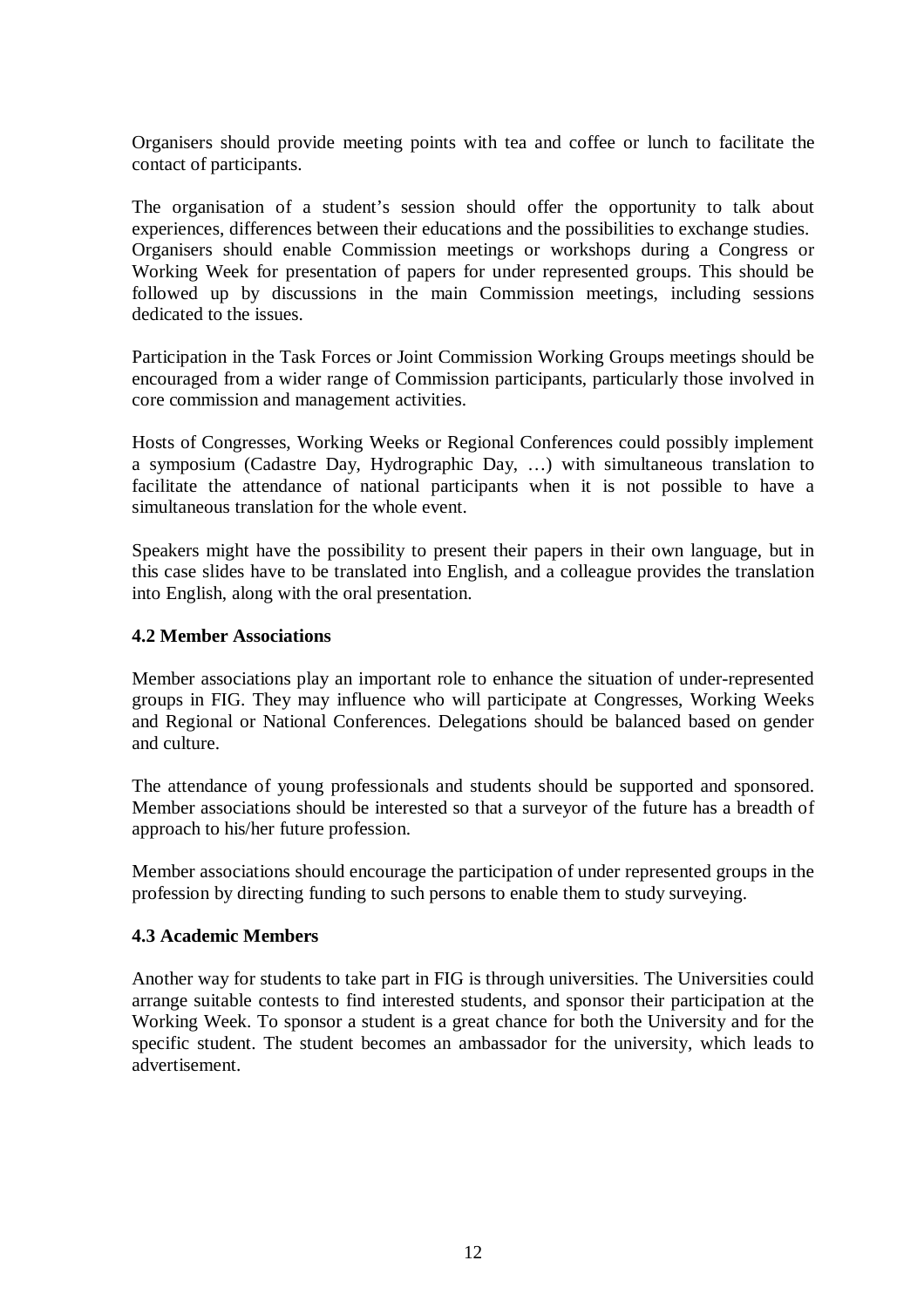Organisers should provide meeting points with tea and coffee or lunch to facilitate the contact of participants.

The organisation of a student's session should offer the opportunity to talk about experiences, differences between their educations and the possibilities to exchange studies. Organisers should enable Commission meetings or workshops during a Congress or Working Week for presentation of papers for under represented groups. This should be followed up by discussions in the main Commission meetings, including sessions dedicated to the issues.

Participation in the Task Forces or Joint Commission Working Groups meetings should be encouraged from a wider range of Commission participants, particularly those involved in core commission and management activities.

Hosts of Congresses, Working Weeks or Regional Conferences could possibly implement a symposium (Cadastre Day, Hydrographic Day, …) with simultaneous translation to facilitate the attendance of national participants when it is not possible to have a simultaneous translation for the whole event.

Speakers might have the possibility to present their papers in their own language, but in this case slides have to be translated into English, and a colleague provides the translation into English, along with the oral presentation.

### 4.2 Member Associations

Member associations play an important role to enhance the situation of under-represented groups in FIG. They may influence who will participate at Congresses, Working Weeks and Regional or National Conferences. Delegations should be balanced based on gender and culture.

The attendance of young professionals and students should be supported and sponsored. Member associations should be interested so that a surveyor of the future has a breadth of approach to his/her future profession.

Member associations should encourage the participation of under represented groups in the profession by directing funding to such persons to enable them to study surveying.

### 4.3 Academic Members

Another way for students to take part in FIG is through universities. The Universities could arrange suitable contests to find interested students, and sponsor their participation at the Working Week. To sponsor a student is a great chance for both the University and for the specific student. The student becomes an ambassador for the university, which leads to advertisement.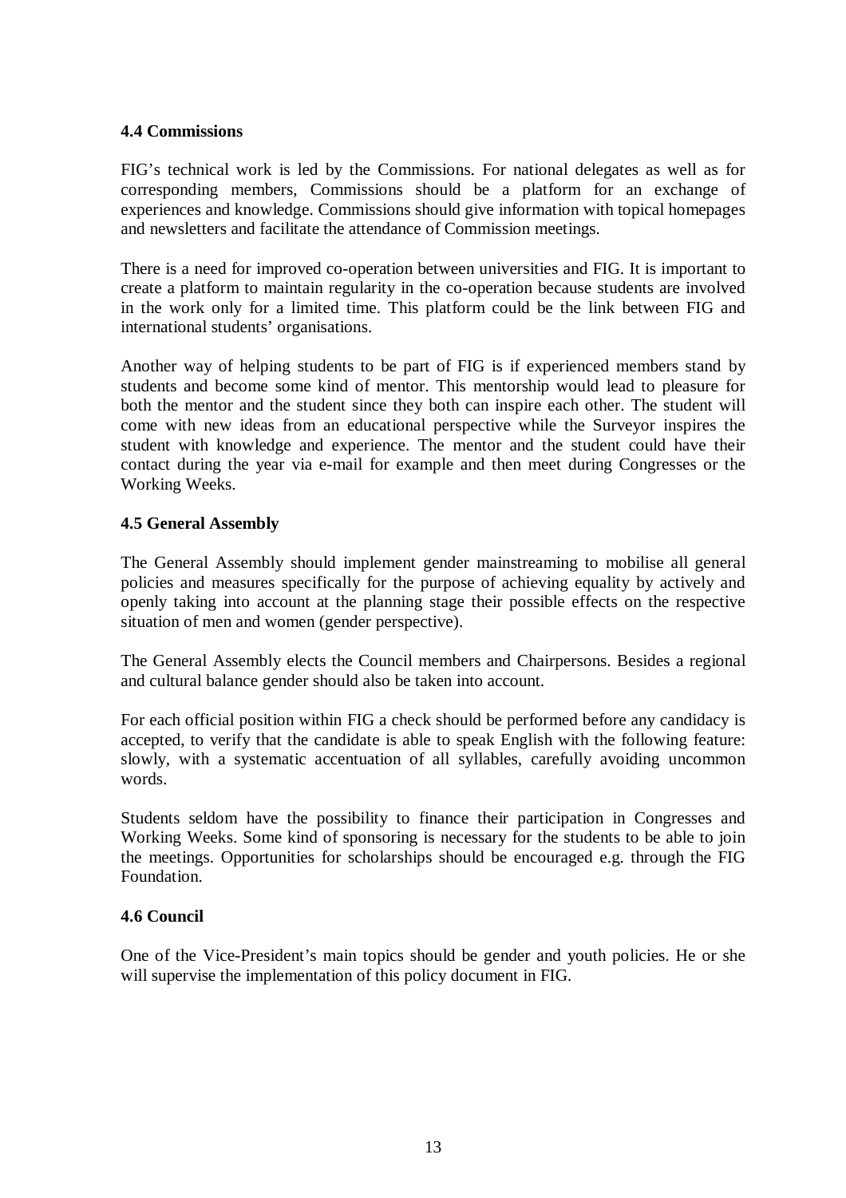### 4.4 Commissions

FIG's technical work is led by the Commissions. For national delegates as well as for corresponding members, Commissions should be a platform for an exchange of experiences and knowledge. Commissions should give information with topical homepages and newsletters and facilitate the attendance of Commission meetings.

There is a need for improved co-operation between universities and FIG. It is important to create a platform to maintain regularity in the co-operation because students are involved in the work only for a limited time. This platform could be the link between FIG and international students' organisations.

Another way of helping students to be part of FIG is if experienced members stand by students and become some kind of mentor. This mentorship would lead to pleasure for both the mentor and the student since they both can inspire each other. The student will come with new ideas from an educational perspective while the Surveyor inspires the student with knowledge and experience. The mentor and the student could have their contact during the year via e-mail for example and then meet during Congresses or the Working Weeks.

### 4.5 General Assembly

The General Assembly should implement gender mainstreaming to mobilise all general policies and measures specifically for the purpose of achieving equality by actively and openly taking into account at the planning stage their possible effects on the respective situation of men and women (gender perspective).

The General Assembly elects the Council members and Chairpersons. Besides a regional and cultural balance gender should also be taken into account.

For each official position within FIG a check should be performed before any candidacy is accepted, to verify that the candidate is able to speak English with the following feature: slowly, with a systematic accentuation of all syllables, carefully avoiding uncommon words.

Students seldom have the possibility to finance their participation in Congresses and Working Weeks. Some kind of sponsoring is necessary for the students to be able to join the meetings. Opportunities for scholarships should be encouraged e.g. through the FIG Foundation.

### 4.6 Council

One of the Vice-President's main topics should be gender and youth policies. He or she will supervise the implementation of this policy document in FIG.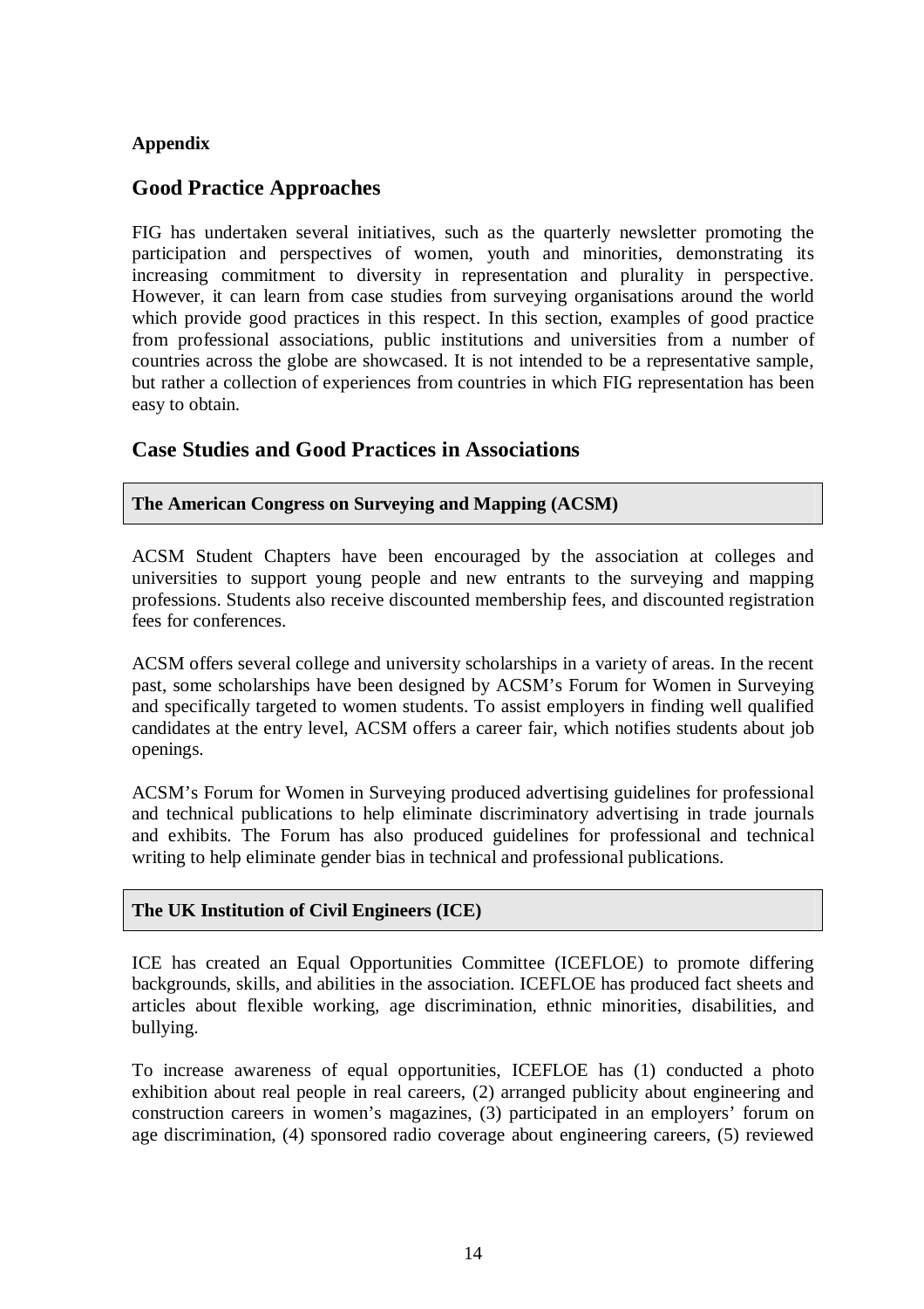**Appendix**

## Good Practice Approaches

FIG has undertaken several initiatives, such as the quarterly newsletter promoting the participation and perspectives of women, youth and minorities, demonstrating its increasing commitment to diversity in representation and plurality in perspective. However, it can learn from case studies from surveying organisations around the world which provide good practices in this respect. In this section, examples of good practice from professional associations, public institutions and universities from a number of countries across the globe are showcased. It is not intended to be a representative sample, but rather a collection of experiences from countries in which FIG representation has been easy to obtain.

## Case Studies and Good Practices in Associations

### The American Congress on Surveying and Mapping (ACSM)

ACSM Student Chapters have been encouraged by the association at colleges and universities to support young people and new entrants to the surveying and mapping professions. Students also receive discounted membership fees, and discounted registration fees for conferences.

ACSM offers several college and university scholarships in a variety of areas. In the recent past, some scholarships have been designed by ACSM's Forum for Women in Surveying and specifically targeted to women students. To assist employers in finding well qualified candidates at the entry level, ACSM offers a career fair, which notifies students about job openings.

ACSM's Forum for Women in Surveying produced advertising guidelines for professional and technical publications to help eliminate discriminatory advertising in trade journals and exhibits. The Forum has also produced guidelines for professional and technical writing to help eliminate gender bias in technical and professional publications.

### The UK Institution of Civil Engineers (ICE)

ICE has created an Equal Opportunities Committee (ICEFLOE) to promote differing backgrounds, skills, and abilities in the association. ICEFLOE has produced fact sheets and articles about flexible working, age discrimination, ethnic minorities, disabilities, and bullying.

To increase awareness of equal opportunities, ICEFLOE has (1) conducted a photo exhibition about real people in real careers, (2) arranged publicity about engineering and construction careers in women's magazines, (3) participated in an employers' forum on age discrimination, (4) sponsored radio coverage about engineering careers, (5) reviewed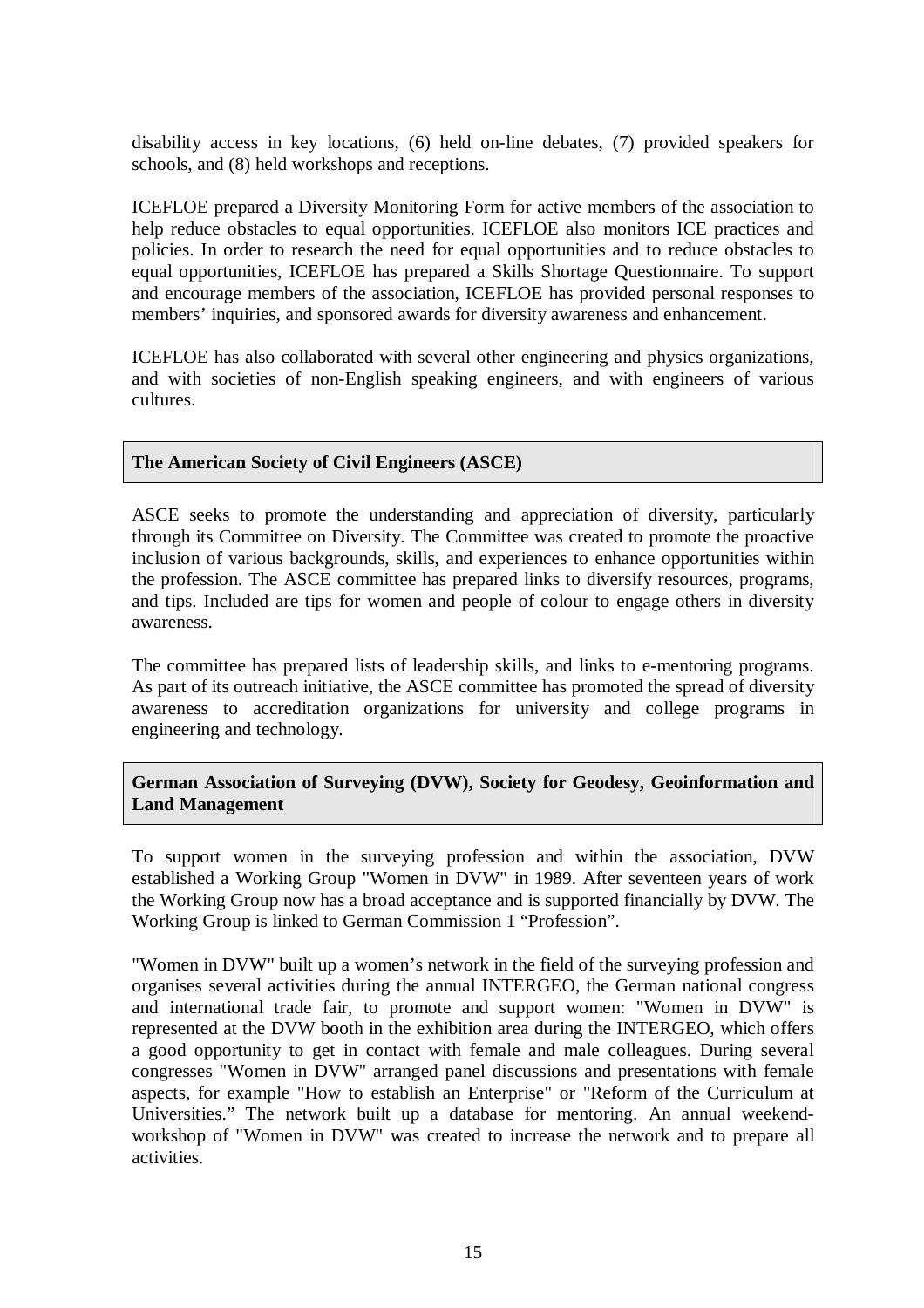disability access in key locations, (6) held on-line debates, (7) provided speakers for schools, and (8) held workshops and receptions.

ICEFLOE prepared a Diversity Monitoring Form for active members of the association to help reduce obstacles to equal opportunities. ICEFLOE also monitors ICE practices and policies. In order to research the need for equal opportunities and to reduce obstacles to equal opportunities, ICEFLOE has prepared a Skills Shortage Questionnaire. To support and encourage members of the association, ICEFLOE has provided personal responses to members' inquiries, and sponsored awards for diversity awareness and enhancement.

ICEFLOE has also collaborated with several other engineering and physics organizations, and with societies of non-English speaking engineers, and with engineers of various cultures.

### The American Society of Civil Engineers (ASCE)

ASCE seeks to promote the understanding and appreciation of diversity, particularly through its Committee on Diversity. The Committee was created to promote the proactive inclusion of various backgrounds, skills, and experiences to enhance opportunities within the profession. The ASCE committee has prepared links to diversify resources, programs, and tips. Included are tips for women and people of colour to engage others in diversity awareness.

The committee has prepared lists of leadership skills, and links to e-mentoring programs. As part of its outreach initiative, the ASCE committee has promoted the spread of diversity awareness to accreditation organizations for university and college programs in engineering and technology.

### German Association of Surveying (DVW), Society for Geodesy, Geoinformation and Land Management

To support women in the surveying profession and within the association, DVW established a Working Group "Women in DVW" in 1989. After seventeen years of work the Working Group now has a broad acceptance and is supported financially by DVW. The Working Group is linked to German Commission 1 "Profession".

"Women in DVW" built up a women's network in the field of the surveying profession and organises several activities during the annual INTERGEO, the German national congress and international trade fair, to promote and support women: "Women in DVW" is represented at the DVW booth in the exhibition area during the INTERGEO, which offers a good opportunity to get in contact with female and male colleagues. During several congresses "Women in DVW" arranged panel discussions and presentations with female aspects, for example "How to establish an Enterprise" or "Reform of the Curriculum at Universities." The network built up a database for mentoring. An annual weekend-workshop of "Women in DVW" was created to increase the network and to prepare all activities.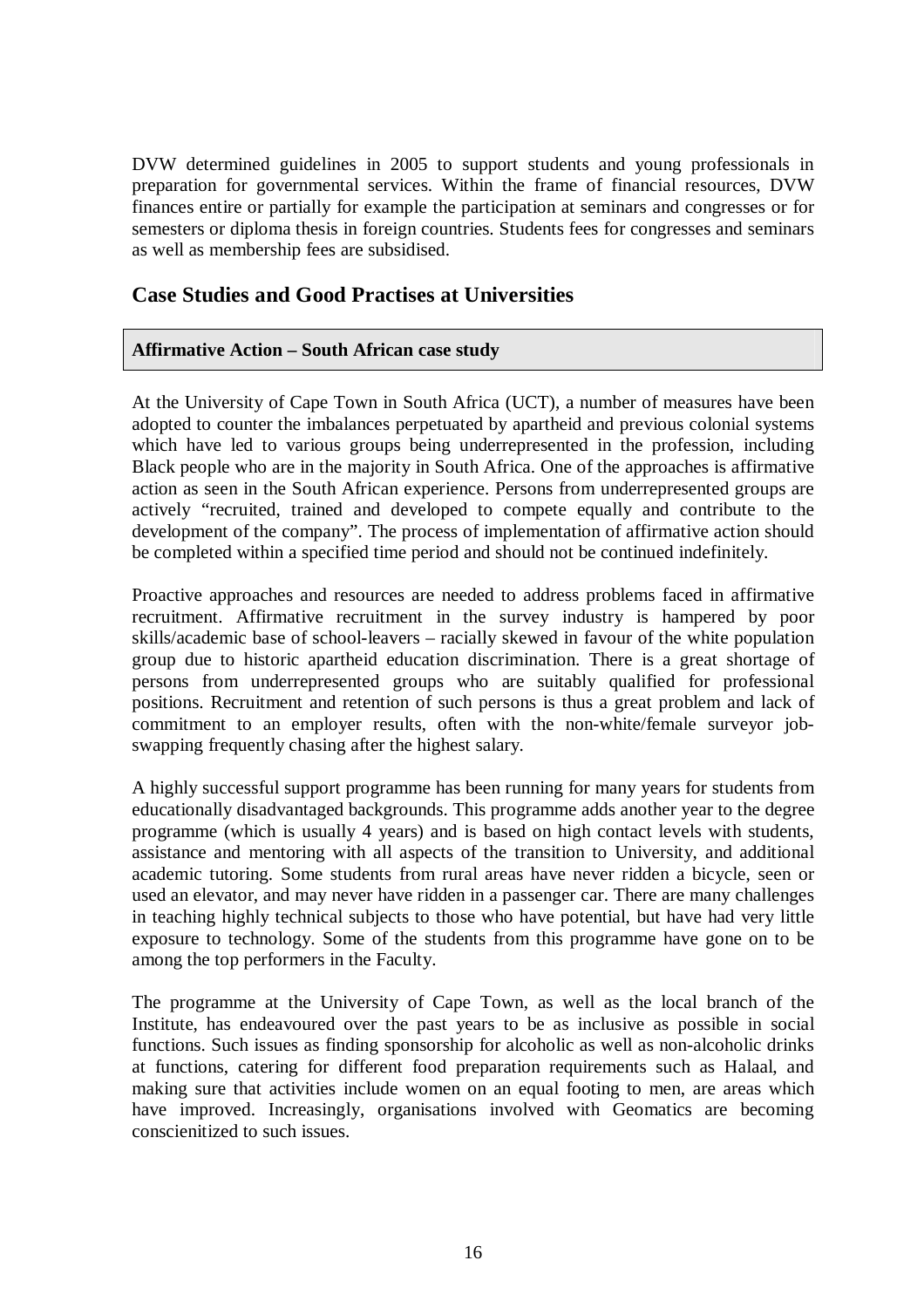DVW determined guidelines in 2005 to support students and young professionals in preparation for governmental services. Within the frame of financial resources, DVW finances entire or partially for example the participation at seminars and congresses or for semesters or diploma thesis in foreign countries. Students fees for congresses and seminars as well as membership fees are subsidised.

## Case Studies and Good Practises at Universities

**Affirmative Action – South African case study**

At the University of Cape Town in South Africa (UCT), a number of measures have been adopted to counter the imbalances perpetuated by apartheid and previous colonial systems which have led to various groups being underrepresented in the profession, including Black people who are in the majority in South Africa. One of the approaches is affirmative action as seen in the South African experience. Persons from underrepresented groups are actively "recruited, trained and developed to compete equally and contribute to the development of the company". The process of implementation of affirmative action should be completed within a specified time period and should not be continued indefinitely.

Proactive approaches and resources are needed to address problems faced in affirmative recruitment. Affirmative recruitment in the survey industry is hampered by poor skills/academic base of school-leavers – racially skewed in favour of the white population group due to historic apartheid education discrimination. There is a great shortage of persons from underrepresented groups who are suitably qualified for professional positions. Recruitment and retention of such persons is thus a great problem and lack of commitment to an employer results, often with the non-white/female surveyor job-swapping frequently chasing after the highest salary.

A highly successful support programme has been running for many years for students from educationally disadvantaged backgrounds. This programme adds another year to the degree programme (which is usually 4 years) and is based on high contact levels with students, assistance and mentoring with all aspects of the transition to University, and additional academic tutoring. Some students from rural areas have never ridden a bicycle, seen or used an elevator, and may never have ridden in a passenger car. There are many challenges in teaching highly technical subjects to those who have potential, but have had very little exposure to technology. Some of the students from this programme have gone on to be among the top performers in the Faculty.

The programme at the University of Cape Town, as well as the local branch of the Institute, has endeavoured over the past years to be as inclusive as possible in social functions. Such issues as finding sponsorship for alcoholic as well as non-alcoholic drinks at functions, catering for different food preparation requirements such as Halaal, and making sure that activities include women on an equal footing to men, are areas which have improved. Increasingly, organisations involved with Geomatics are becoming conscienitized to such issues.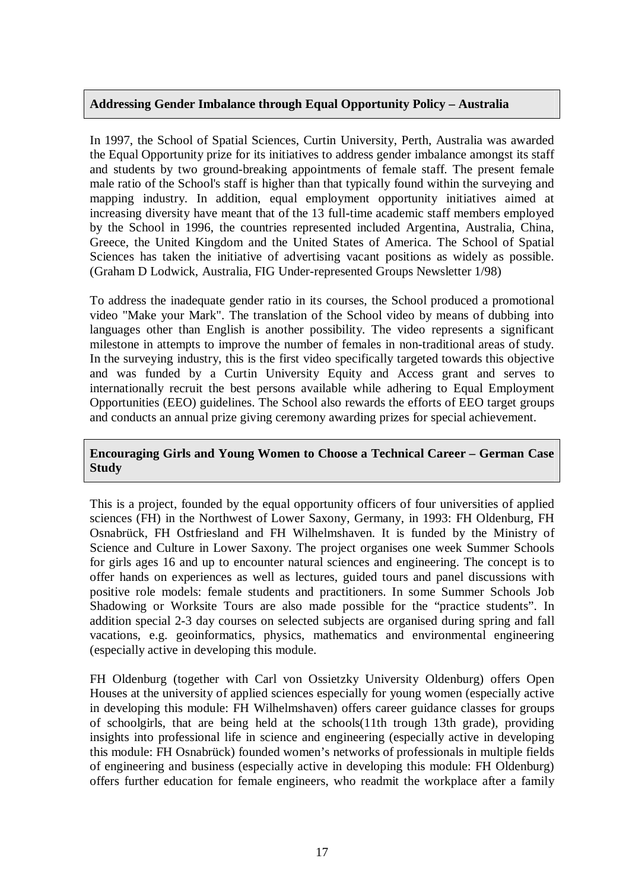## Addressing Gender Imbalance through Equal Opportunity Policy – Australia

In 1997, the School of Spatial Sciences, Curtin University, Perth, Australia was awarded the Equal Opportunity prize for its initiatives to address gender imbalance amongst its staff and students by two ground-breaking appointments of female staff. The present female male ratio of the School's staff is higher than that typically found within the surveying and mapping industry. In addition, equal employment opportunity initiatives aimed at increasing diversity have meant that of the 13 full-time academic staff members employed by the School in 1996, the countries represented included Argentina, Australia, China, Greece, the United Kingdom and the United States of America. The School of Spatial Sciences has taken the initiative of advertising vacant positions as widely as possible. (Graham D Lodwick, Australia, FIG Under-represented Groups Newsletter 1/98)

To address the inadequate gender ratio in its courses, the School produced a promotional video "Make your Mark". The translation of the School video by means of dubbing into languages other than English is another possibility. The video represents a significant milestone in attempts to improve the number of females in non-traditional areas of study. In the surveying industry, this is the first video specifically targeted towards this objective and was funded by a Curtin University Equity and Access grant and serves to internationally recruit the best persons available while adhering to Equal Employment Opportunities (EEO) guidelines. The School also rewards the efforts of EEO target groups and conducts an annual prize giving ceremony awarding prizes for special achievement.

## Encouraging Girls and Young Women to Choose a Technical Career – German Case Study

This is a project, founded by the equal opportunity officers of four universities of applied sciences (FH) in the Northwest of Lower Saxony, Germany, in 1993: FH Oldenburg, FH Osnabrück, FH Ostfriesland and FH Wilhelmshaven. It is funded by the Ministry of Science and Culture in Lower Saxony. The project organises one week Summer Schools for girls ages 16 and up to encounter natural sciences and engineering. The concept is to offer hands on experiences as well as lectures, guided tours and panel discussions with positive role models: female students and practitioners. In some Summer Schools Job Shadowing or Worksite Tours are also made possible for the "practice students". In addition special 2-3 day courses on selected subjects are organised during spring and fall vacations, e.g. geoinformatics, physics, mathematics and environmental engineering (especially active in developing this module.

FH Oldenburg (together with Carl von Ossietzky University Oldenburg) offers Open Houses at the university of applied sciences especially for young women (especially active in developing this module: FH Wilhelmshaven) offers career guidance classes for groups of schoolgirls, that are being held at the schools(11th trough 13th grade), providing insights into professional life in science and engineering (especially active in developing this module: FH Osnabrück) founded women's networks of professionals in multiple fields of engineering and business (especially active in developing this module: FH Oldenburg) offers further education for female engineers, who readmit the workplace after a family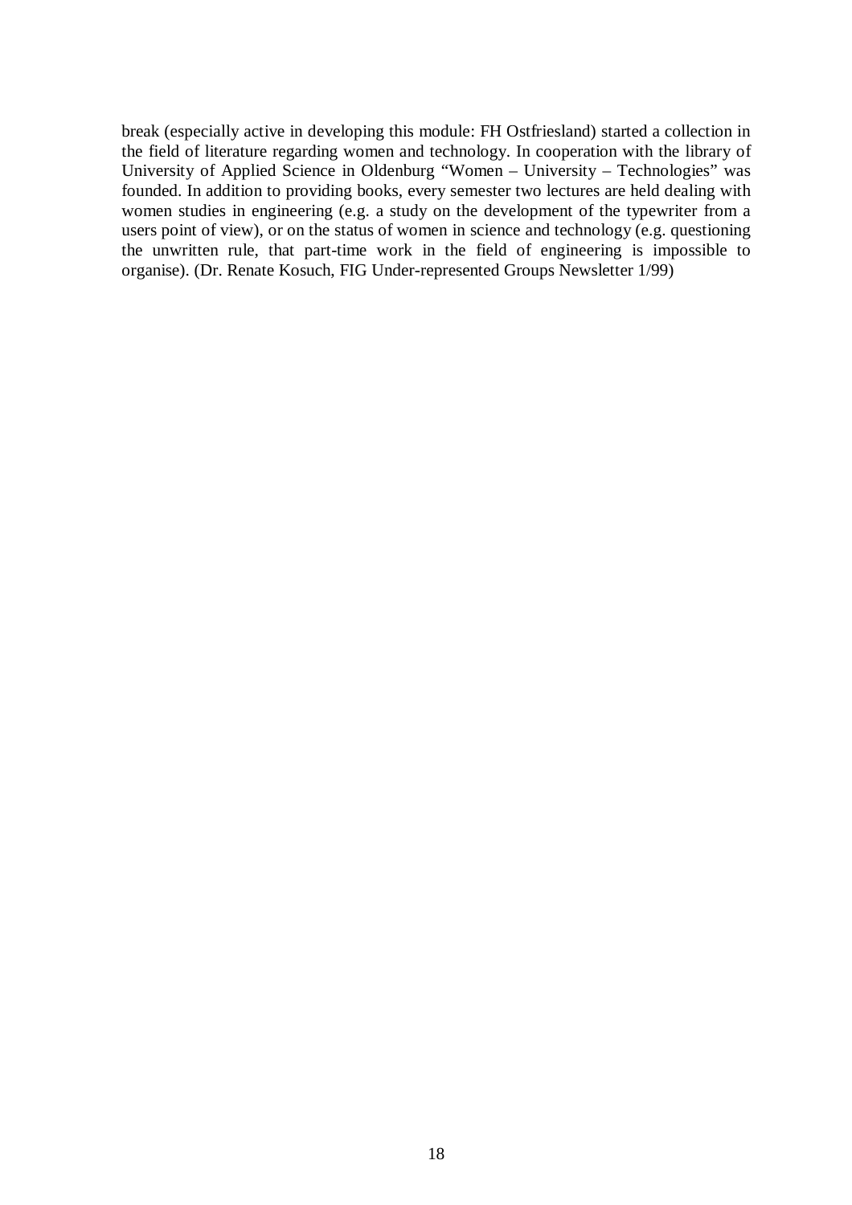break (especially active in developing this module: FH Ostfriesland) started a collection in the field of literature regarding women and technology. In cooperation with the library of University of Applied Science in Oldenburg "Women – University – Technologies" was founded. In addition to providing books, every semester two lectures are held dealing with women studies in engineering (e.g. a study on the development of the typewriter from a users point of view), or on the status of women in science and technology (e.g. questioning the unwritten rule, that part-time work in the field of engineering is impossible to organise). (Dr. Renate Kosuch, FIG Under-represented Groups Newsletter 1/99)